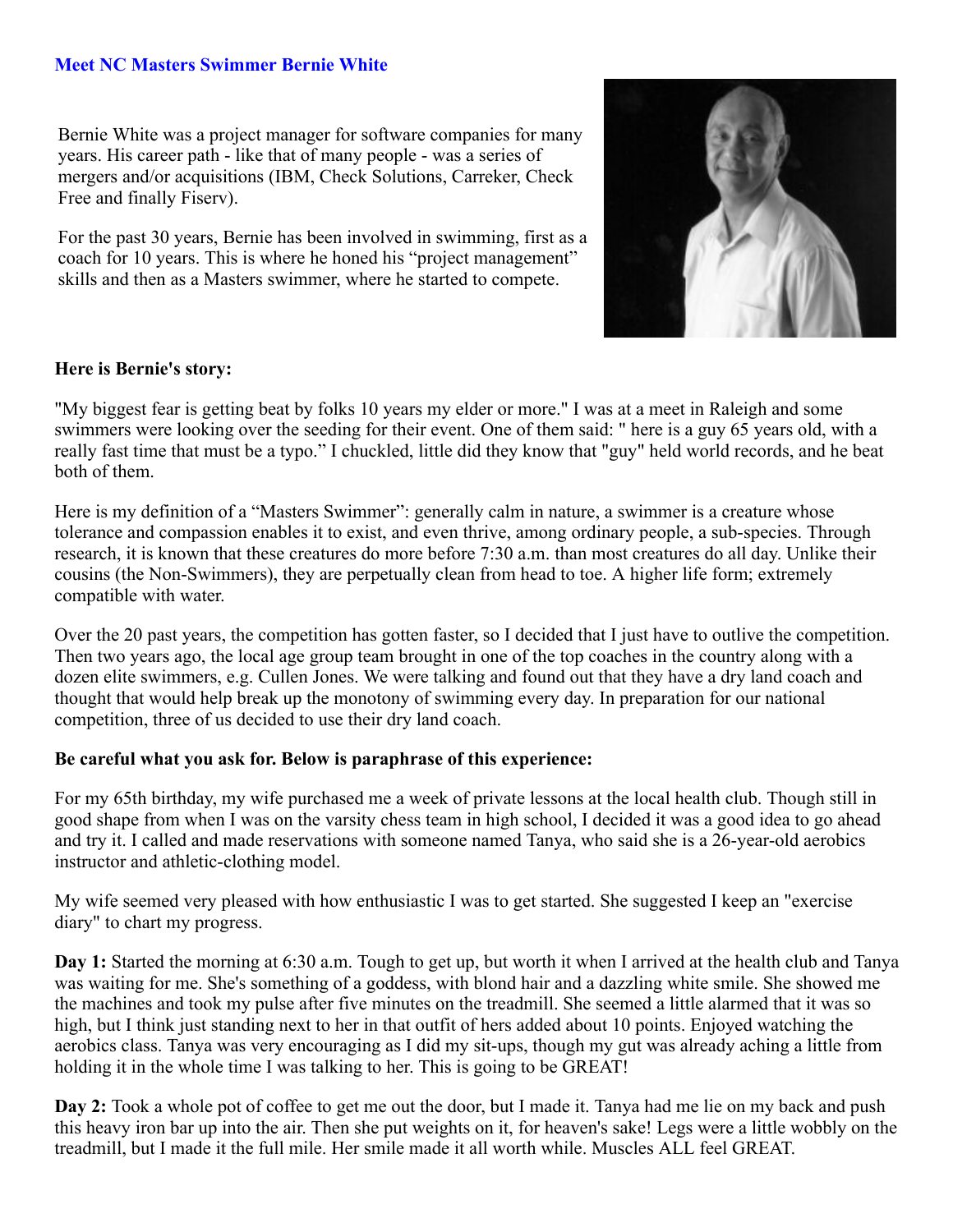## Meet NC Masters Swimmer Bernie White

Bernie White was a project manager for software companies for many years. His career path - like that of many people - was a series of mergers and/or acquisitions (IBM, Check Solutions, Carreker, Check Free and finally Fiserv).

For the past 30 years, Bernie has been involved in swimming, first as a coach for 10 years. This is where he honed his "project management" skills and then as a Masters swimmer, where he started to compete.

**Here is Bernie's story:**

"My biggest fear is getting beat by folks 10 years my elder or more." I was at a meet in Raleigh and some swimmers were looking over the seeding for their event. One of them said: " here is a guy 65 years old, with a really fast time that must be a typo." I chuckled, little did they know that "guy" held world records, and he beat both of them.

Here is my definition of a "Masters Swimmer": generally calm in nature, a swimmer is a creature whose tolerance and compassion enables it to exist, and even thrive, among ordinary people, a sub-species. Through research, it is known that these creatures do more before 7:30 a.m. than most creatures do all day. Unlike their cousins (the Non-Swimmers), they are perpetually clean from head to toe. A higher life form; extremely compatible with water.

Over the 20 past years, the competition has gotten faster, so I decided that I just have to outlive the competition. Then two years ago, the local age group team brought in one of the top coaches in the country along with a dozen elite swimmers, e.g. Cullen Jones. We were talking and found out that they have a dry land coach and thought that would help break up the monotony of swimming every day. In preparation for our national competition, three of us decided to use their dry land coach.

**Be careful what you ask for. Below is paraphrase of this experience:**

For my 65th birthday, my wife purchased me a week of private lessons at the local health club. Though still in good shape from when I was on the varsity chess team in high school, I decided it was a good idea to go ahead and try it. I called and made reservations with someone named Tanya, who said she is a 26-year-old aerobics instructor and athletic-clothing model.

My wife seemed very pleased with how enthusiastic I was to get started. She suggested I keep an "exercise diary" to chart my progress.

**Day 1:** Started the morning at 6:30 a.m. Tough to get up, but worth it when I arrived at the health club and Tanya was waiting for me. She's something of a goddess, with blond hair and a dazzling white smile. She showed me the machines and took my pulse after five minutes on the treadmill. She seemed a little alarmed that it was so high, but I think just standing next to her in that outfit of hers added about 10 points. Enjoyed watching the aerobics class. Tanya was very encouraging as I did my sit-ups, though my gut was already aching a little from holding it in the whole time I was talking to her. This is going to be GREAT!

**Day 2:** Took a whole pot of coffee to get me out the door, but I made it. Tanya had me lie on my back and push this heavy iron bar up into the air. Then she put weights on it, for heaven's sake! Legs were a little wobbly on the treadmill, but I made it the full mile. Her smile made it all worth while. Muscles ALL feel GREAT.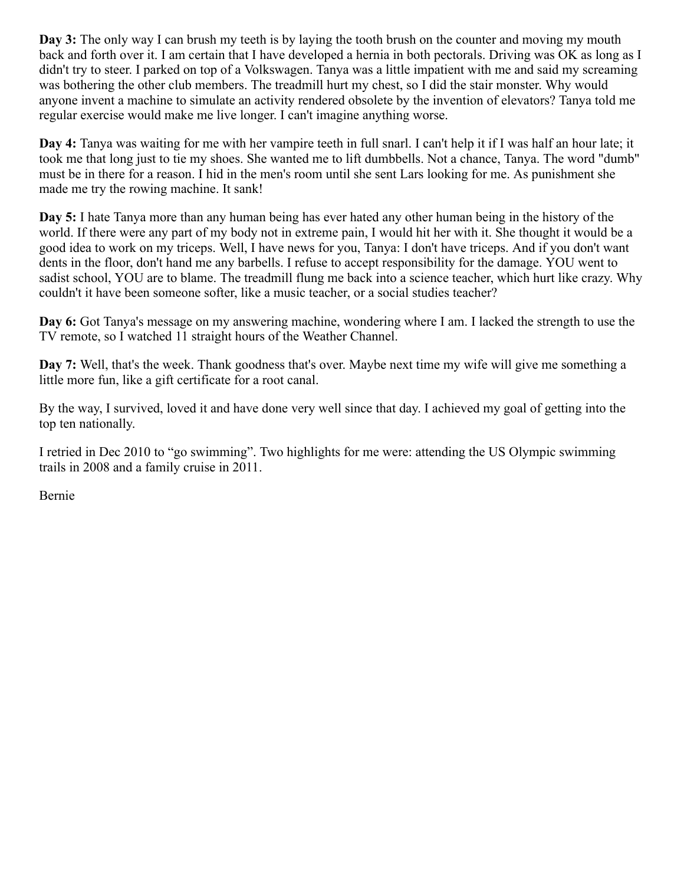**Day 3:** The only way I can brush my teeth is by laying the tooth brush on the counter and moving my mouth back and forth over it. I am certain that I have developed a hernia in both pectorals. Driving was OK as long as I didn't try to steer. I parked on top of a Volkswagen. Tanya was a little impatient with me and said my screaming was bothering the other club members. The treadmill hurt my chest, so I did the stair monster. Why would anyone invent a machine to simulate an activity rendered obsolete by the invention of elevators? Tanya told me regular exercise would make me live longer. I can't imagine anything worse.

**Day 4:** Tanya was waiting for me with her vampire teeth in full snarl. I can't help it if I was half an hour late; it took me that long just to tie my shoes. She wanted me to lift dumbbells. Not a chance, Tanya. The word "dumb" must be in there for a reason. I hid in the men's room until she sent Lars looking for me. As punishment she made me try the rowing machine. It sank!

**Day 5:** I hate Tanya more than any human being has ever hated any other human being in the history of the world. If there were any part of my body not in extreme pain, I would hit her with it. She thought it would be a good idea to work on my triceps. Well, I have news for you, Tanya: I don't have triceps. And if you don't want dents in the floor, don't hand me any barbells. I refuse to accept responsibility for the damage. YOU went to sadist school, YOU are to blame. The treadmill flung me back into a science teacher, which hurt like crazy. Why couldn't it have been someone softer, like a music teacher, or a social studies teacher?

**Day 6:** Got Tanya's message on my answering machine, wondering where I am. I lacked the strength to use the TV remote, so I watched 11 straight hours of the Weather Channel.

**Day 7:** Well, that's the week. Thank goodness that's over. Maybe next time my wife will give me something a little more fun, like a gift certificate for a root canal.

By the way, I survived, loved it and have done very well since that day. I achieved my goal of getting into the top ten nationally.

I retried in Dec 2010 to "go swimming". Two highlights for me were: attending the US Olympic swimming trails in 2008 and a family cruise in 2011.

Bernie